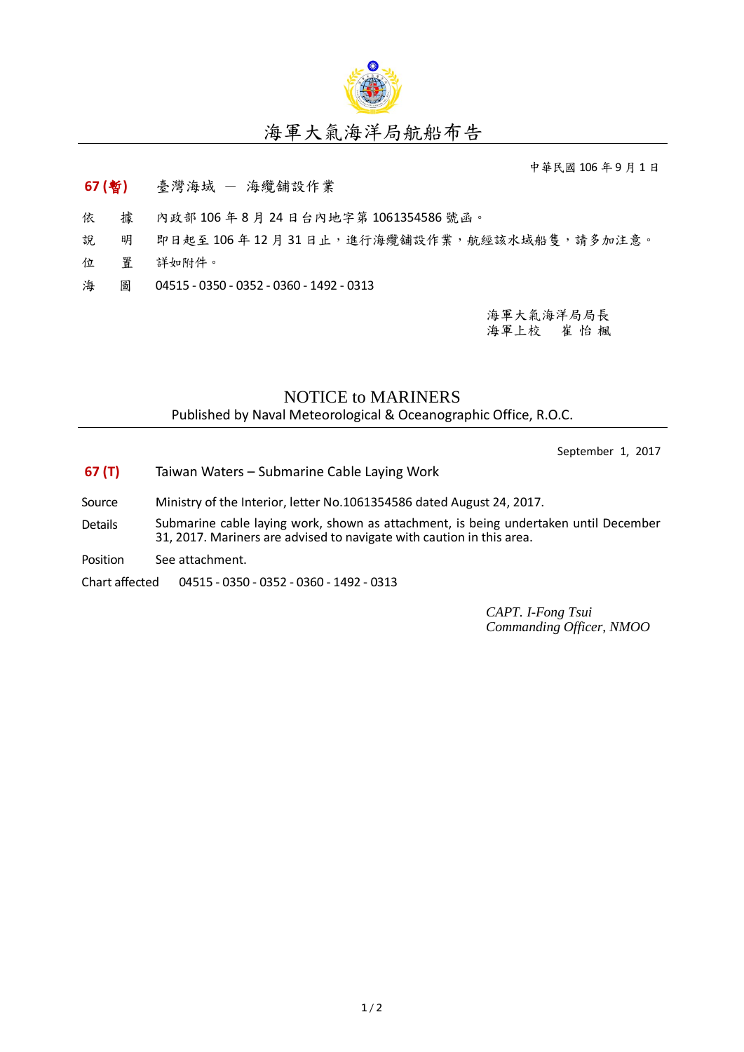# 海軍大氣海洋局航船布告

中華民國 106 年 9 月 1 日

**67 (暫)** 臺灣海域 － 海纜鋪設作業

依　　據　內政部 106 年 8 月 24 日台內地字第 1061354586 號函。

說　　明　即日起至 106 年 12 月 31 日止，進行海纜鋪設作業，航經該水域船隻，請多加注意。

位　　置　詳如附件。

海　　圖　04515 - 0350 - 0352 - 0360 - 1492 - 0313

海軍大氣海洋局局長
海軍上校　　崔 怡 楓

## NOTICE to MARINERS

Published by Naval Meteorological & Oceanographic Office, R.O.C.

September 1, 2017

**67 (T)** Taiwan Waters – Submarine Cable Laying Work

Source　Ministry of the Interior, letter No.1061354586 dated August 24, 2017.

Details　Submarine cable laying work, shown as attachment, is being undertaken until December 31, 2017. Mariners are advised to navigate with caution in this area.

Position　See attachment.

Chart affected　04515 - 0350 - 0352 - 0360 - 1492 - 0313

*CAPT. I-Fong Tsui*
*Commanding Officer, NMOO*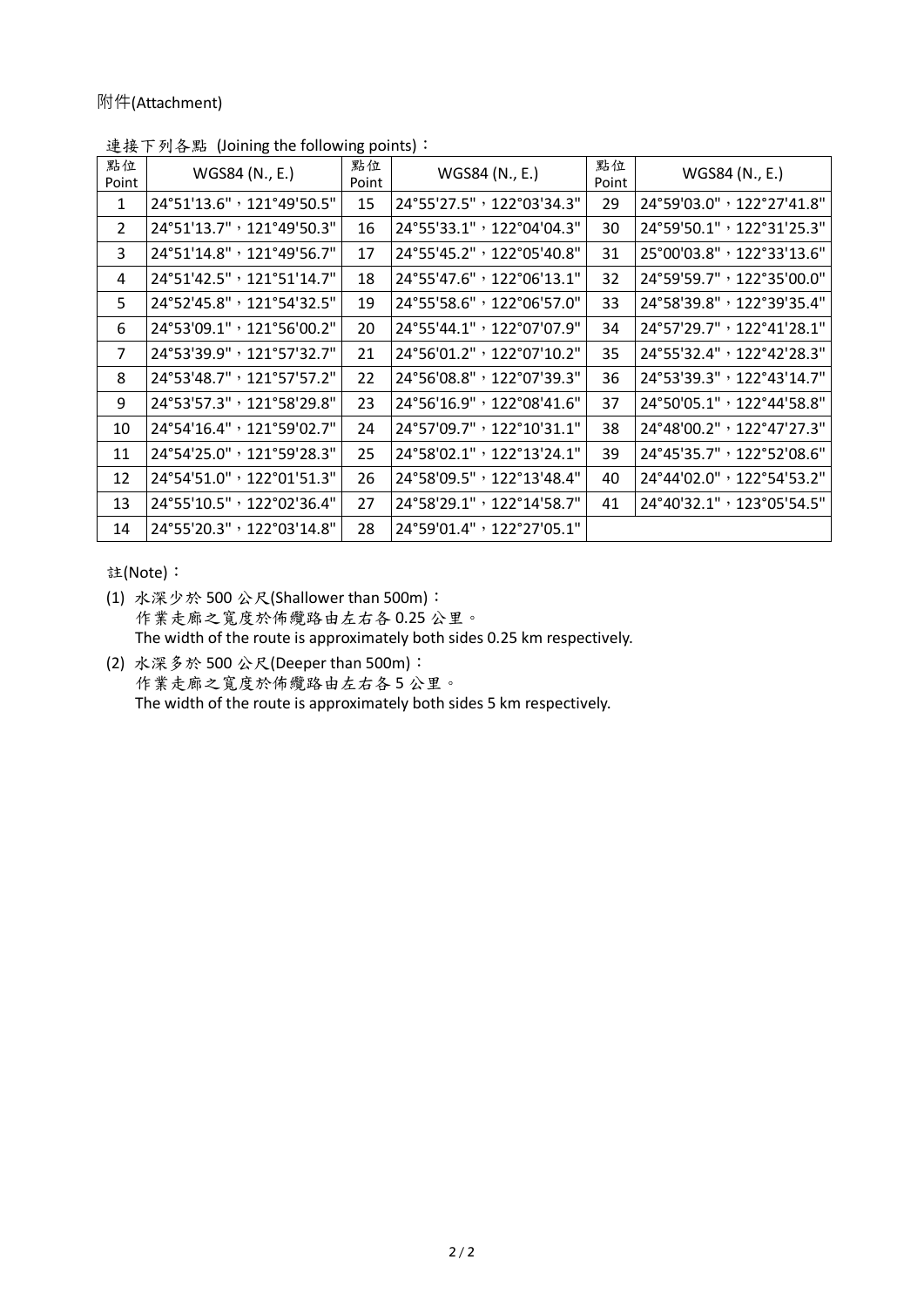附件(Attachment)

連接下列各點 (Joining the following points)：

| 點位 Point | WGS84 (N., E.) | 點位 Point | WGS84 (N., E.) | 點位 Point | WGS84 (N., E.) |
|---|---|---|---|---|---|
| 1 | 24°51'13.6"，121°49'50.5" | 15 | 24°55'27.5"，122°03'34.3" | 29 | 24°59'03.0"，122°27'41.8" |
| 2 | 24°51'13.7"，121°49'50.3" | 16 | 24°55'33.1"，122°04'04.3" | 30 | 24°59'50.1"，122°31'25.3" |
| 3 | 24°51'14.8"，121°49'56.7" | 17 | 24°55'45.2"，122°05'40.8" | 31 | 25°00'03.8"，122°33'13.6" |
| 4 | 24°51'42.5"，121°51'14.7" | 18 | 24°55'47.6"，122°06'13.1" | 32 | 24°59'59.7"，122°35'00.0" |
| 5 | 24°52'45.8"，121°54'32.5" | 19 | 24°55'58.6"，122°06'57.0" | 33 | 24°58'39.8"，122°39'35.4" |
| 6 | 24°53'09.1"，121°56'00.2" | 20 | 24°55'44.1"，122°07'07.9" | 34 | 24°57'29.7"，122°41'28.1" |
| 7 | 24°53'39.9"，121°57'32.7" | 21 | 24°56'01.2"，122°07'10.2" | 35 | 24°55'32.4"，122°42'28.3" |
| 8 | 24°53'48.7"，121°57'57.2" | 22 | 24°56'08.8"，122°07'39.3" | 36 | 24°53'39.3"，122°43'14.7" |
| 9 | 24°53'57.3"，121°58'29.8" | 23 | 24°56'16.9"，122°08'41.6" | 37 | 24°50'05.1"，122°44'58.8" |
| 10 | 24°54'16.4"，121°59'02.7" | 24 | 24°57'09.7"，122°10'31.1" | 38 | 24°48'00.2"，122°47'27.3" |
| 11 | 24°54'25.0"，121°59'28.3" | 25 | 24°58'02.1"，122°13'24.1" | 39 | 24°45'35.7"，122°52'08.6" |
| 12 | 24°54'51.0"，122°01'51.3" | 26 | 24°58'09.5"，122°13'48.4" | 40 | 24°44'02.0"，122°54'53.2" |
| 13 | 24°55'10.5"，122°02'36.4" | 27 | 24°58'29.1"，122°14'58.7" | 41 | 24°40'32.1"，123°05'54.5" |
| 14 | 24°55'20.3"，122°03'14.8" | 28 | 24°59'01.4"，122°27'05.1" | | |

註(Note)：

(1) 水深少於 500 公尺(Shallower than 500m)：
作業走廊之寬度於佈纜路由左右各 0.25 公里。
The width of the route is approximately both sides 0.25 km respectively.

(2) 水深多於 500 公尺(Deeper than 500m)：
作業走廊之寬度於佈纜路由左右各 5 公里。
The width of the route is approximately both sides 5 km respectively.